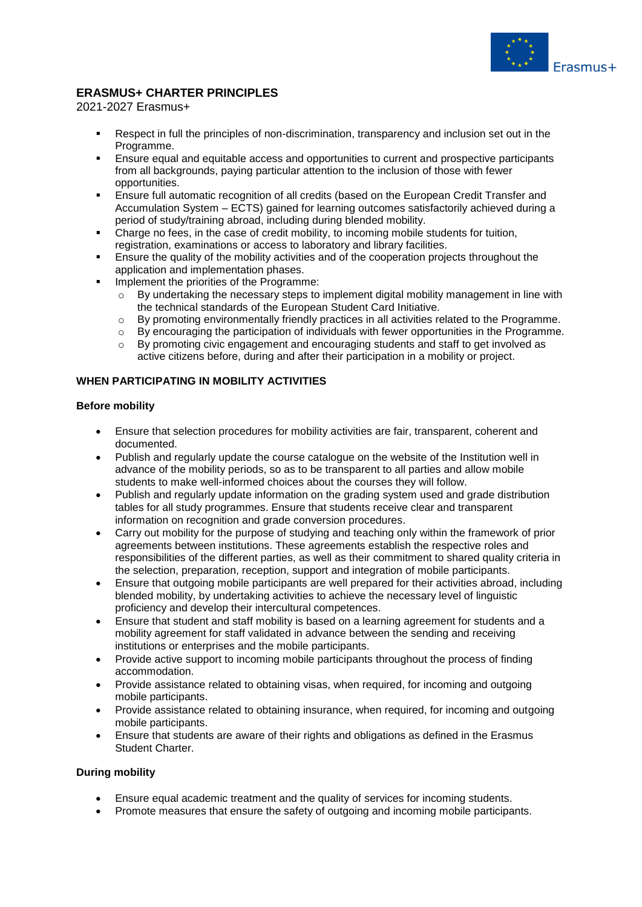## ERASMUS+ CHARTER PRINCIPLES

2021-2027 Erasmus+

- Respect in full the principles of non-discrimination, transparency and inclusion set out in the Programme.
- Ensure equal and equitable access and opportunities to current and prospective participants from all backgrounds, paying particular attention to the inclusion of those with fewer opportunities.
- Ensure full automatic recognition of all credits (based on the European Credit Transfer and Accumulation System – ECTS) gained for learning outcomes satisfactorily achieved during a period of study/training abroad, including during blended mobility.
- Charge no fees, in the case of credit mobility, to incoming mobile students for tuition, registration, examinations or access to laboratory and library facilities.
- Ensure the quality of the mobility activities and of the cooperation projects throughout the application and implementation phases.
- Implement the priorities of the Programme:
  - By undertaking the necessary steps to implement digital mobility management in line with the technical standards of the European Student Card Initiative.
  - By promoting environmentally friendly practices in all activities related to the Programme.
  - By encouraging the participation of individuals with fewer opportunities in the Programme.
  - By promoting civic engagement and encouraging students and staff to get involved as active citizens before, during and after their participation in a mobility or project.

### WHEN PARTICIPATING IN MOBILITY ACTIVITIES

#### Before mobility

- Ensure that selection procedures for mobility activities are fair, transparent, coherent and documented.
- Publish and regularly update the course catalogue on the website of the Institution well in advance of the mobility periods, so as to be transparent to all parties and allow mobile students to make well-informed choices about the courses they will follow.
- Publish and regularly update information on the grading system used and grade distribution tables for all study programmes. Ensure that students receive clear and transparent information on recognition and grade conversion procedures.
- Carry out mobility for the purpose of studying and teaching only within the framework of prior agreements between institutions. These agreements establish the respective roles and responsibilities of the different parties, as well as their commitment to shared quality criteria in the selection, preparation, reception, support and integration of mobile participants.
- Ensure that outgoing mobile participants are well prepared for their activities abroad, including blended mobility, by undertaking activities to achieve the necessary level of linguistic proficiency and develop their intercultural competences.
- Ensure that student and staff mobility is based on a learning agreement for students and a mobility agreement for staff validated in advance between the sending and receiving institutions or enterprises and the mobile participants.
- Provide active support to incoming mobile participants throughout the process of finding accommodation.
- Provide assistance related to obtaining visas, when required, for incoming and outgoing mobile participants.
- Provide assistance related to obtaining insurance, when required, for incoming and outgoing mobile participants.
- Ensure that students are aware of their rights and obligations as defined in the Erasmus Student Charter.

#### During mobility

- Ensure equal academic treatment and the quality of services for incoming students.
- Promote measures that ensure the safety of outgoing and incoming mobile participants.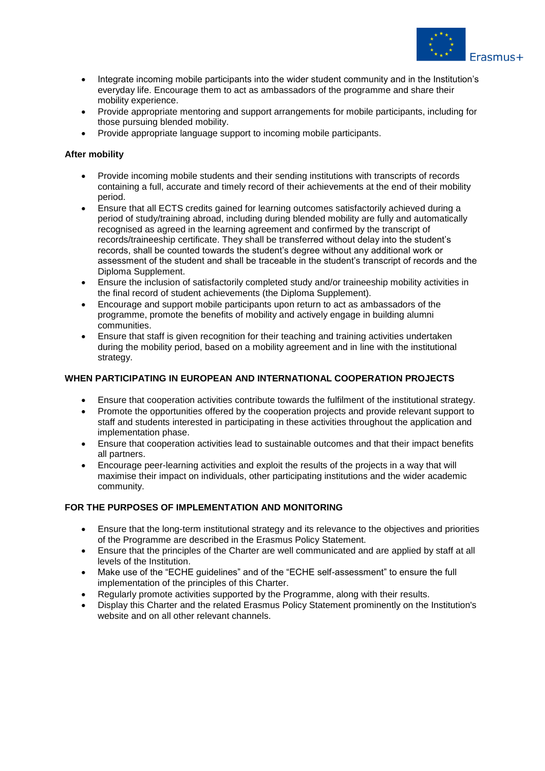- Integrate incoming mobile participants into the wider student community and in the Institution's everyday life. Encourage them to act as ambassadors of the programme and share their mobility experience.
- Provide appropriate mentoring and support arrangements for mobile participants, including for those pursuing blended mobility.
- Provide appropriate language support to incoming mobile participants.

**After mobility**

- Provide incoming mobile students and their sending institutions with transcripts of records containing a full, accurate and timely record of their achievements at the end of their mobility period.
- Ensure that all ECTS credits gained for learning outcomes satisfactorily achieved during a period of study/training abroad, including during blended mobility are fully and automatically recognised as agreed in the learning agreement and confirmed by the transcript of records/traineeship certificate. They shall be transferred without delay into the student's records, shall be counted towards the student's degree without any additional work or assessment of the student and shall be traceable in the student's transcript of records and the Diploma Supplement.
- Ensure the inclusion of satisfactorily completed study and/or traineeship mobility activities in the final record of student achievements (the Diploma Supplement).
- Encourage and support mobile participants upon return to act as ambassadors of the programme, promote the benefits of mobility and actively engage in building alumni communities.
- Ensure that staff is given recognition for their teaching and training activities undertaken during the mobility period, based on a mobility agreement and in line with the institutional strategy.

**WHEN PARTICIPATING IN EUROPEAN AND INTERNATIONAL COOPERATION PROJECTS**

- Ensure that cooperation activities contribute towards the fulfilment of the institutional strategy.
- Promote the opportunities offered by the cooperation projects and provide relevant support to staff and students interested in participating in these activities throughout the application and implementation phase.
- Ensure that cooperation activities lead to sustainable outcomes and that their impact benefits all partners.
- Encourage peer-learning activities and exploit the results of the projects in a way that will maximise their impact on individuals, other participating institutions and the wider academic community.

**FOR THE PURPOSES OF IMPLEMENTATION AND MONITORING**

- Ensure that the long-term institutional strategy and its relevance to the objectives and priorities of the Programme are described in the Erasmus Policy Statement.
- Ensure that the principles of the Charter are well communicated and are applied by staff at all levels of the Institution.
- Make use of the "ECHE guidelines" and of the "ECHE self-assessment" to ensure the full implementation of the principles of this Charter.
- Regularly promote activities supported by the Programme, along with their results.
- Display this Charter and the related Erasmus Policy Statement prominently on the Institution's website and on all other relevant channels.